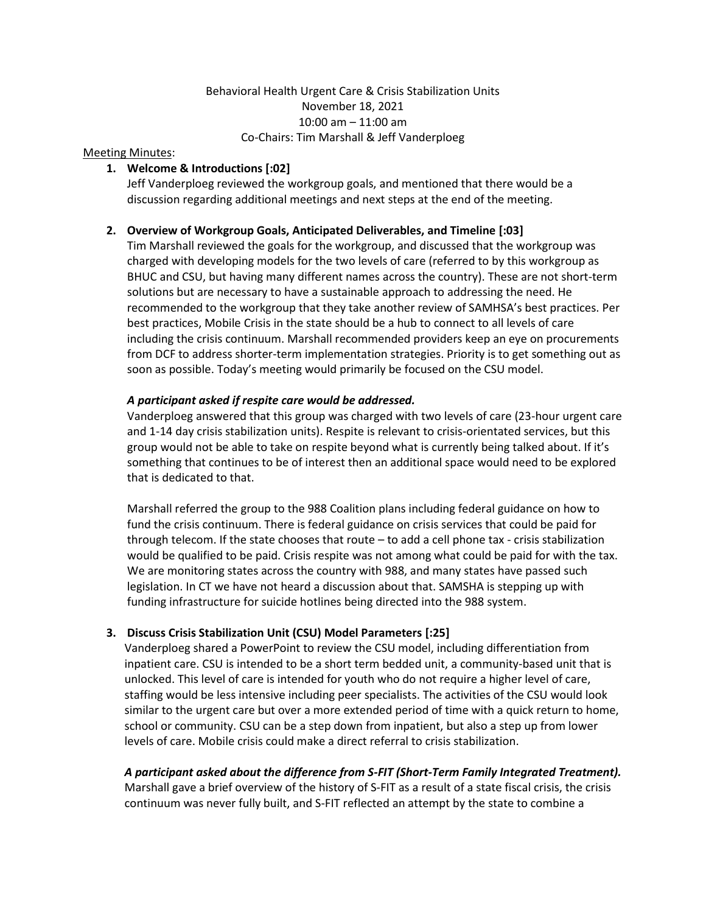Behavioral Health Urgent Care & Crisis Stabilization Units
November 18, 2021
10:00 am – 11:00 am
Co-Chairs: Tim Marshall & Jeff Vanderploeg

Meeting Minutes:

1. **Welcome & Introductions [:02]**

   Jeff Vanderploeg reviewed the workgroup goals, and mentioned that there would be a discussion regarding additional meetings and next steps at the end of the meeting.

2. **Overview of Workgroup Goals, Anticipated Deliverables, and Timeline [:03]**

   Tim Marshall reviewed the goals for the workgroup, and discussed that the workgroup was charged with developing models for the two levels of care (referred to by this workgroup as BHUC and CSU, but having many different names across the country). These are not short-term solutions but are necessary to have a sustainable approach to addressing the need. He recommended to the workgroup that they take another review of SAMHSA's best practices. Per best practices, Mobile Crisis in the state should be a hub to connect to all levels of care including the crisis continuum. Marshall recommended providers keep an eye on procurements from DCF to address shorter-term implementation strategies. Priority is to get something out as soon as possible. Today's meeting would primarily be focused on the CSU model.

   ***A participant asked if respite care would be addressed.***

   Vanderploeg answered that this group was charged with two levels of care (23-hour urgent care and 1-14 day crisis stabilization units). Respite is relevant to crisis-orientated services, but this group would not be able to take on respite beyond what is currently being talked about. If it's something that continues to be of interest then an additional space would need to be explored that is dedicated to that.

   Marshall referred the group to the 988 Coalition plans including federal guidance on how to fund the crisis continuum. There is federal guidance on crisis services that could be paid for through telecom. If the state chooses that route – to add a cell phone tax - crisis stabilization would be qualified to be paid. Crisis respite was not among what could be paid for with the tax. We are monitoring states across the country with 988, and many states have passed such legislation. In CT we have not heard a discussion about that. SAMSHA is stepping up with funding infrastructure for suicide hotlines being directed into the 988 system.

3. **Discuss Crisis Stabilization Unit (CSU) Model Parameters [:25]**

   Vanderploeg shared a PowerPoint to review the CSU model, including differentiation from inpatient care. CSU is intended to be a short term bedded unit, a community-based unit that is unlocked. This level of care is intended for youth who do not require a higher level of care, staffing would be less intensive including peer specialists. The activities of the CSU would look similar to the urgent care but over a more extended period of time with a quick return to home, school or community. CSU can be a step down from inpatient, but also a step up from lower levels of care. Mobile crisis could make a direct referral to crisis stabilization.

   ***A participant asked about the difference from S-FIT (Short-Term Family Integrated Treatment).***

   Marshall gave a brief overview of the history of S-FIT as a result of a state fiscal crisis, the crisis continuum was never fully built, and S-FIT reflected an attempt by the state to combine a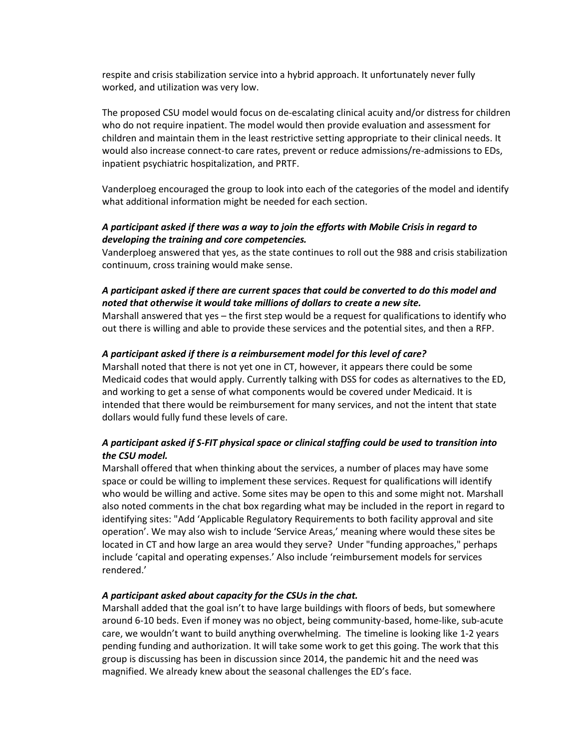respite and crisis stabilization service into a hybrid approach. It unfortunately never fully worked, and utilization was very low.

The proposed CSU model would focus on de-escalating clinical acuity and/or distress for children who do not require inpatient. The model would then provide evaluation and assessment for children and maintain them in the least restrictive setting appropriate to their clinical needs. It would also increase connect-to care rates, prevent or reduce admissions/re-admissions to EDs, inpatient psychiatric hospitalization, and PRTF.

Vanderploeg encouraged the group to look into each of the categories of the model and identify what additional information might be needed for each section.

***A participant asked if there was a way to join the efforts with Mobile Crisis in regard to developing the training and core competencies.***
Vanderploeg answered that yes, as the state continues to roll out the 988 and crisis stabilization continuum, cross training would make sense.

***A participant asked if there are current spaces that could be converted to do this model and noted that otherwise it would take millions of dollars to create a new site.***
Marshall answered that yes – the first step would be a request for qualifications to identify who out there is willing and able to provide these services and the potential sites, and then a RFP.

***A participant asked if there is a reimbursement model for this level of care?***
Marshall noted that there is not yet one in CT, however, it appears there could be some Medicaid codes that would apply. Currently talking with DSS for codes as alternatives to the ED, and working to get a sense of what components would be covered under Medicaid. It is intended that there would be reimbursement for many services, and not the intent that state dollars would fully fund these levels of care.

***A participant asked if S-FIT physical space or clinical staffing could be used to transition into the CSU model.***
Marshall offered that when thinking about the services, a number of places may have some space or could be willing to implement these services. Request for qualifications will identify who would be willing and active. Some sites may be open to this and some might not. Marshall also noted comments in the chat box regarding what may be included in the report in regard to identifying sites: "Add 'Applicable Regulatory Requirements to both facility approval and site operation'. We may also wish to include 'Service Areas,' meaning where would these sites be located in CT and how large an area would they serve? Under "funding approaches," perhaps include 'capital and operating expenses.' Also include 'reimbursement models for services rendered.'

***A participant asked about capacity for the CSUs in the chat.***
Marshall added that the goal isn't to have large buildings with floors of beds, but somewhere around 6-10 beds. Even if money was no object, being community-based, home-like, sub-acute care, we wouldn't want to build anything overwhelming. The timeline is looking like 1-2 years pending funding and authorization. It will take some work to get this going. The work that this group is discussing has been in discussion since 2014, the pandemic hit and the need was magnified. We already knew about the seasonal challenges the ED's face.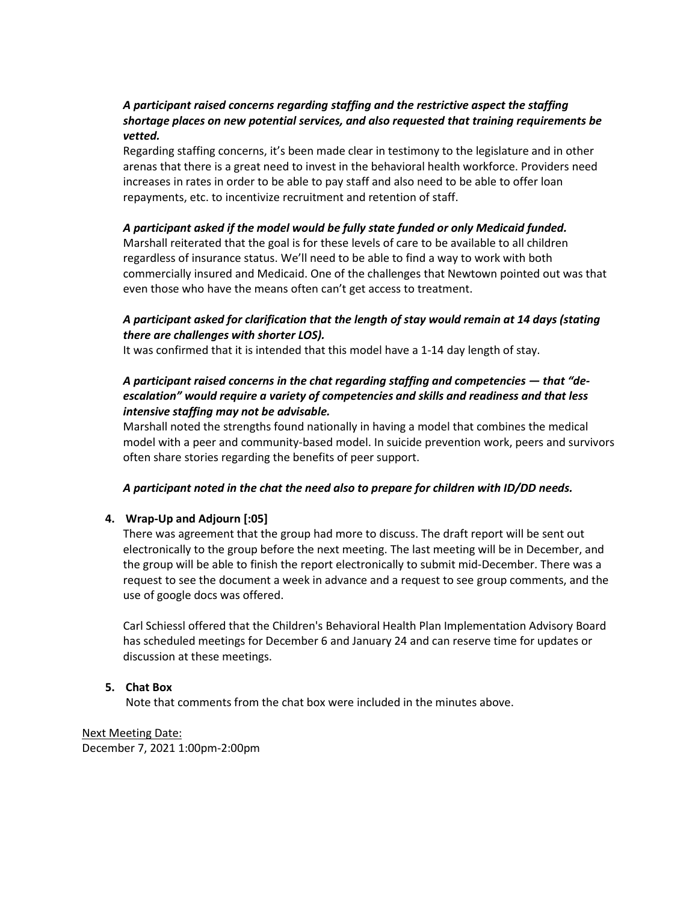***A participant raised concerns regarding staffing and the restrictive aspect the staffing shortage places on new potential services, and also requested that training requirements be vetted.***

Regarding staffing concerns, it's been made clear in testimony to the legislature and in other arenas that there is a great need to invest in the behavioral health workforce. Providers need increases in rates in order to be able to pay staff and also need to be able to offer loan repayments, etc. to incentivize recruitment and retention of staff.

***A participant asked if the model would be fully state funded or only Medicaid funded.***

Marshall reiterated that the goal is for these levels of care to be available to all children regardless of insurance status. We'll need to be able to find a way to work with both commercially insured and Medicaid. One of the challenges that Newtown pointed out was that even those who have the means often can't get access to treatment.

***A participant asked for clarification that the length of stay would remain at 14 days (stating there are challenges with shorter LOS).***

It was confirmed that it is intended that this model have a 1-14 day length of stay.

***A participant raised concerns in the chat regarding staffing and competencies — that "de-escalation" would require a variety of competencies and skills and readiness and that less intensive staffing may not be advisable.***

Marshall noted the strengths found nationally in having a model that combines the medical model with a peer and community-based model. In suicide prevention work, peers and survivors often share stories regarding the benefits of peer support.

***A participant noted in the chat the need also to prepare for children with ID/DD needs.***

4. **Wrap-Up and Adjourn [:05]**

   There was agreement that the group had more to discuss. The draft report will be sent out electronically to the group before the next meeting. The last meeting will be in December, and the group will be able to finish the report electronically to submit mid-December. There was a request to see the document a week in advance and a request to see group comments, and the use of google docs was offered.

   Carl Schiessl offered that the Children's Behavioral Health Plan Implementation Advisory Board has scheduled meetings for December 6 and January 24 and can reserve time for updates or discussion at these meetings.

5. **Chat Box**

   Note that comments from the chat box were included in the minutes above.

Next Meeting Date:
December 7, 2021 1:00pm-2:00pm